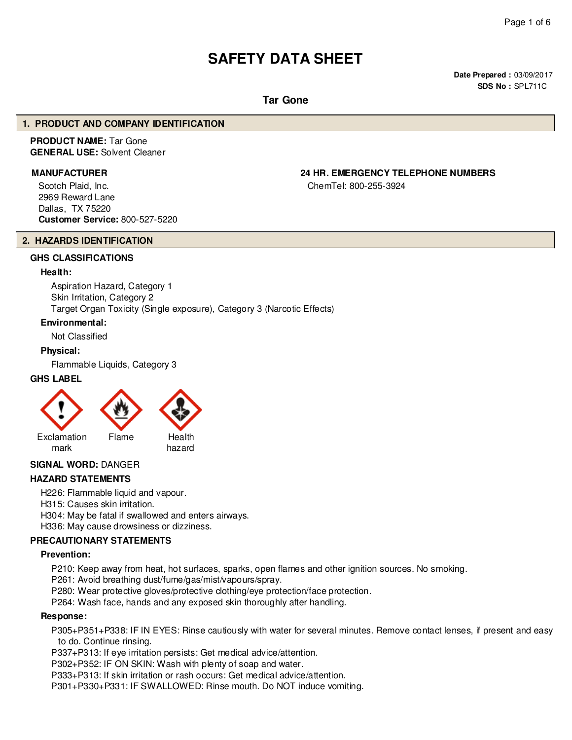# SAFETY DATA SHEET

**Date Prepared :** 03/09/2017
**SDS No :** SPL711C

**Tar Gone**

## 1. PRODUCT AND COMPANY IDENTIFICATION

**PRODUCT NAME:** Tar Gone
**GENERAL USE:** Solvent Cleaner

**MANUFACTURER**

Scotch Plaid, Inc.
2969 Reward Lane
Dallas, TX 75220
**Customer Service:** 800-527-5220

**24 HR. EMERGENCY TELEPHONE NUMBERS**

ChemTel: 800-255-3924

## 2. HAZARDS IDENTIFICATION

### GHS CLASSIFICATIONS

**Health:**

Aspiration Hazard, Category 1
Skin Irritation, Category 2
Target Organ Toxicity (Single exposure), Category 3 (Narcotic Effects)

**Environmental:**

Not Classified

**Physical:**

Flammable Liquids, Category 3

### GHS LABEL

Exclamation mark    Flame    Health hazard

**SIGNAL WORD:** DANGER

### HAZARD STATEMENTS

H226: Flammable liquid and vapour.
H315: Causes skin irritation.
H304: May be fatal if swallowed and enters airways.
H336: May cause drowsiness or dizziness.

### PRECAUTIONARY STATEMENTS

**Prevention:**

P210: Keep away from heat, hot surfaces, sparks, open flames and other ignition sources. No smoking.
P261: Avoid breathing dust/fume/gas/mist/vapours/spray.
P280: Wear protective gloves/protective clothing/eye protection/face protection.
P264: Wash face, hands and any exposed skin thoroughly after handling.

**Response:**

P305+P351+P338: IF IN EYES: Rinse cautiously with water for several minutes. Remove contact lenses, if present and easy to do. Continue rinsing.
P337+P313: If eye irritation persists: Get medical advice/attention.
P302+P352: IF ON SKIN: Wash with plenty of soap and water.
P333+P313: If skin irritation or rash occurs: Get medical advice/attention.
P301+P330+P331: IF SWALLOWED: Rinse mouth. Do NOT induce vomiting.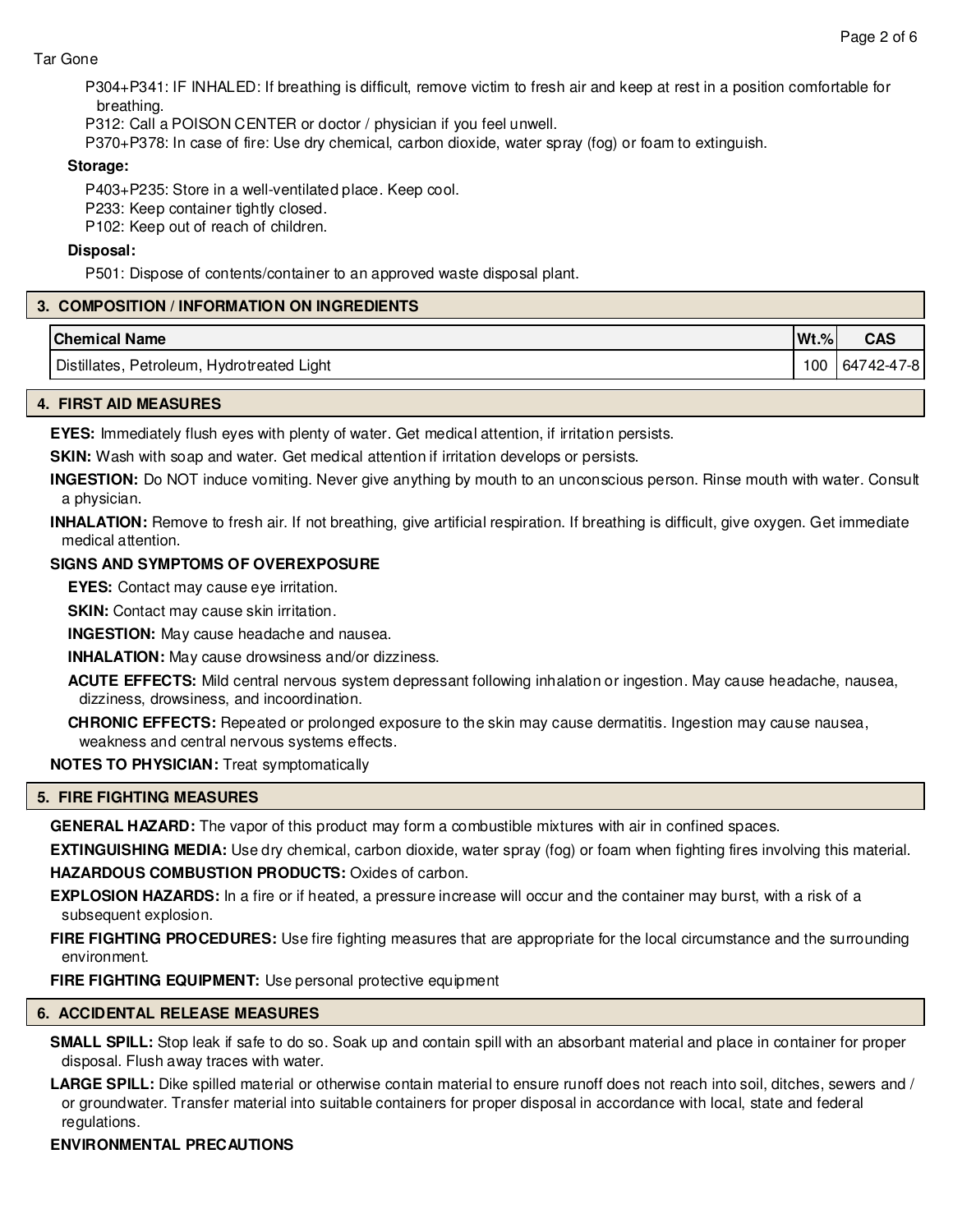P304+P341: IF INHALED: If breathing is difficult, remove victim to fresh air and keep at rest in a position comfortable for breathing.

P312: Call a POISON CENTER or doctor / physician if you feel unwell.

P370+P378: In case of fire: Use dry chemical, carbon dioxide, water spray (fog) or foam to extinguish.

**Storage:**

P403+P235: Store in a well-ventilated place. Keep cool.

P233: Keep container tightly closed.

P102: Keep out of reach of children.

**Disposal:**

P501: Dispose of contents/container to an approved waste disposal plant.

## 3. COMPOSITION / INFORMATION ON INGREDIENTS

| Chemical Name | Wt.% | CAS |
|---|---|---|
| Distillates, Petroleum, Hydrotreated Light | 100 | 64742-47-8 |

## 4. FIRST AID MEASURES

**EYES:** Immediately flush eyes with plenty of water. Get medical attention, if irritation persists.

**SKIN:** Wash with soap and water. Get medical attention if irritation develops or persists.

**INGESTION:** Do NOT induce vomiting. Never give anything by mouth to an unconscious person. Rinse mouth with water. Consult a physician.

**INHALATION:** Remove to fresh air. If not breathing, give artificial respiration. If breathing is difficult, give oxygen. Get immediate medical attention.

**SIGNS AND SYMPTOMS OF OVEREXPOSURE**

**EYES:** Contact may cause eye irritation.

**SKIN:** Contact may cause skin irritation.

**INGESTION:** May cause headache and nausea.

**INHALATION:** May cause drowsiness and/or dizziness.

**ACUTE EFFECTS:** Mild central nervous system depressant following inhalation or ingestion. May cause headache, nausea, dizziness, drowsiness, and incoordination.

**CHRONIC EFFECTS:** Repeated or prolonged exposure to the skin may cause dermatitis. Ingestion may cause nausea, weakness and central nervous systems effects.

**NOTES TO PHYSICIAN:** Treat symptomatically

## 5. FIRE FIGHTING MEASURES

**GENERAL HAZARD:** The vapor of this product may form a combustible mixtures with air in confined spaces.

**EXTINGUISHING MEDIA:** Use dry chemical, carbon dioxide, water spray (fog) or foam when fighting fires involving this material.

**HAZARDOUS COMBUSTION PRODUCTS:** Oxides of carbon.

**EXPLOSION HAZARDS:** In a fire or if heated, a pressure increase will occur and the container may burst, with a risk of a subsequent explosion.

**FIRE FIGHTING PROCEDURES:** Use fire fighting measures that are appropriate for the local circumstance and the surrounding environment.

**FIRE FIGHTING EQUIPMENT:** Use personal protective equipment

## 6. ACCIDENTAL RELEASE MEASURES

**SMALL SPILL:** Stop leak if safe to do so. Soak up and contain spill with an absorbant material and place in container for proper disposal. Flush away traces with water.

**LARGE SPILL:** Dike spilled material or otherwise contain material to ensure runoff does not reach into soil, ditches, sewers and / or groundwater. Transfer material into suitable containers for proper disposal in accordance with local, state and federal regulations.

**ENVIRONMENTAL PRECAUTIONS**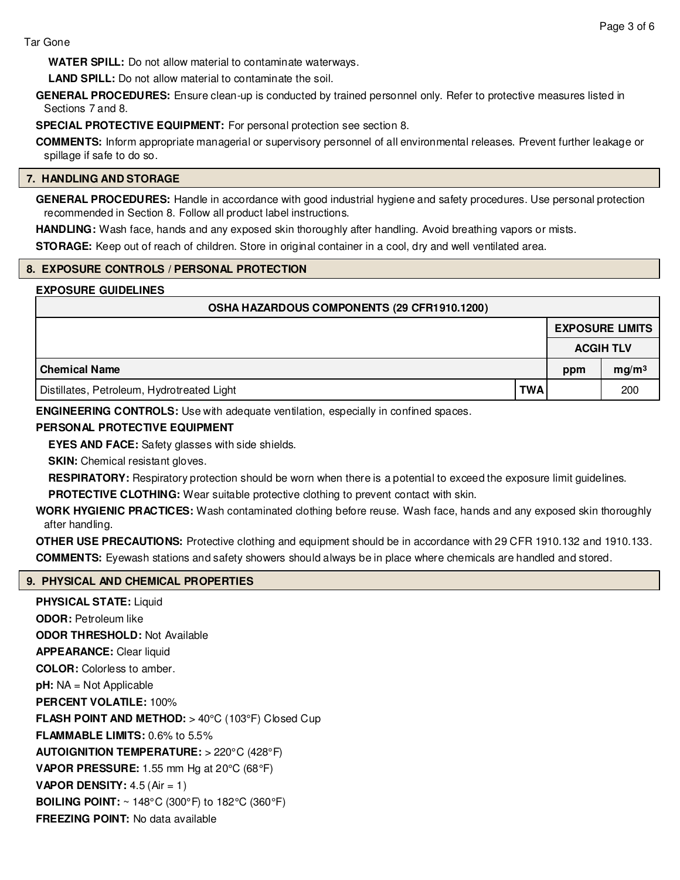**WATER SPILL:** Do not allow material to contaminate waterways.

**LAND SPILL:** Do not allow material to contaminate the soil.

**GENERAL PROCEDURES:** Ensure clean-up is conducted by trained personnel only. Refer to protective measures listed in Sections 7 and 8.

**SPECIAL PROTECTIVE EQUIPMENT:** For personal protection see section 8.

**COMMENTS:** Inform appropriate managerial or supervisory personnel of all environmental releases. Prevent further leakage or spillage if safe to do so.

## 7. HANDLING AND STORAGE

**GENERAL PROCEDURES:** Handle in accordance with good industrial hygiene and safety procedures. Use personal protection recommended in Section 8. Follow all product label instructions.

**HANDLING:** Wash face, hands and any exposed skin thoroughly after handling. Avoid breathing vapors or mists.

**STORAGE:** Keep out of reach of children. Store in original container in a cool, dry and well ventilated area.

## 8. EXPOSURE CONTROLS / PERSONAL PROTECTION

**EXPOSURE GUIDELINES**

| OSHA HAZARDOUS COMPONENTS (29 CFR1910.1200) | | | |
|---|---|---|---|
| | | EXPOSURE LIMITS | |
| | | ACGIH TLV | |
| Chemical Name | | ppm | $mg/m^3$ |
| Distillates, Petroleum, Hydrotreated Light | TWA | | 200 |

**ENGINEERING CONTROLS:** Use with adequate ventilation, especially in confined spaces.

**PERSONAL PROTECTIVE EQUIPMENT**

**EYES AND FACE:** Safety glasses with side shields.

**SKIN:** Chemical resistant gloves.

**RESPIRATORY:** Respiratory protection should be worn when there is a potential to exceed the exposure limit guidelines.

**PROTECTIVE CLOTHING:** Wear suitable protective clothing to prevent contact with skin.

**WORK HYGIENIC PRACTICES:** Wash contaminated clothing before reuse. Wash face, hands and any exposed skin thoroughly after handling.

**OTHER USE PRECAUTIONS:** Protective clothing and equipment should be in accordance with 29 CFR 1910.132 and 1910.133.

**COMMENTS:** Eyewash stations and safety showers should always be in place where chemicals are handled and stored.

## 9. PHYSICAL AND CHEMICAL PROPERTIES

**PHYSICAL STATE:** Liquid

**ODOR:** Petroleum like

**ODOR THRESHOLD:** Not Available

**APPEARANCE:** Clear liquid

**COLOR:** Colorless to amber.

**pH:** NA = Not Applicable

**PERCENT VOLATILE:** 100%

**FLASH POINT AND METHOD:** > 40°C (103°F) Closed Cup

**FLAMMABLE LIMITS:** 0.6% to 5.5%

**AUTOIGNITION TEMPERATURE:** > 220°C (428°F)

**VAPOR PRESSURE:** 1.55 mm Hg at 20°C (68°F)

**VAPOR DENSITY:** 4.5 (Air = 1)

**BOILING POINT:** ~ 148°C (300°F) to 182°C (360°F)

**FREEZING POINT:** No data available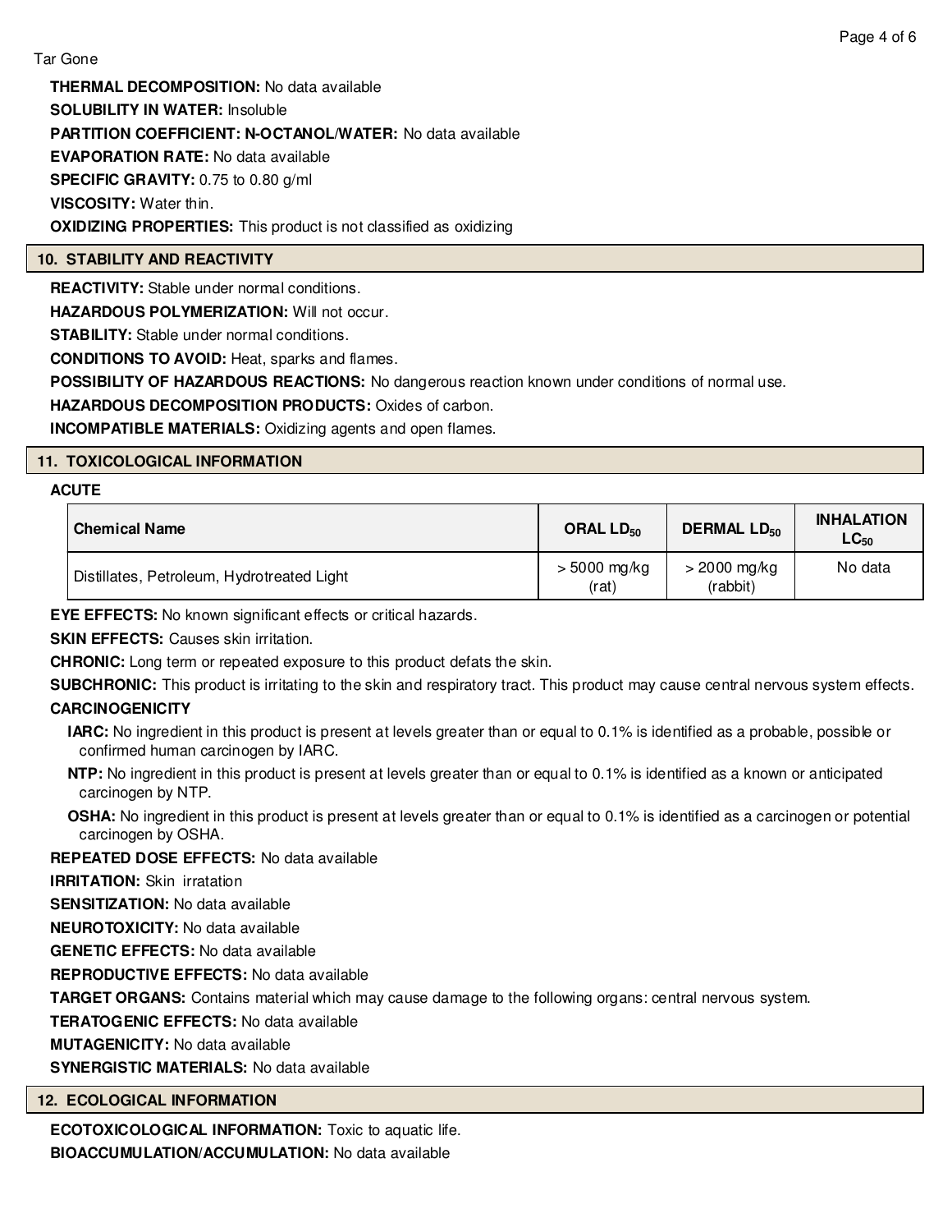**THERMAL DECOMPOSITION:** No data available

**SOLUBILITY IN WATER:** Insoluble

**PARTITION COEFFICIENT: N-OCTANOL/WATER:** No data available

**EVAPORATION RATE:** No data available

**SPECIFIC GRAVITY:** 0.75 to 0.80 g/ml

**VISCOSITY:** Water thin.

**OXIDIZING PROPERTIES:** This product is not classified as oxidizing

## 10. STABILITY AND REACTIVITY

**REACTIVITY:** Stable under normal conditions.

**HAZARDOUS POLYMERIZATION:** Will not occur.

**STABILITY:** Stable under normal conditions.

**CONDITIONS TO AVOID:** Heat, sparks and flames.

**POSSIBILITY OF HAZARDOUS REACTIONS:** No dangerous reaction known under conditions of normal use.

**HAZARDOUS DECOMPOSITION PRODUCTS:** Oxides of carbon.

**INCOMPATIBLE MATERIALS:** Oxidizing agents and open flames.

## 11. TOXICOLOGICAL INFORMATION

**ACUTE**

| Chemical Name | ORAL $LD_{50}$ | DERMAL $LD_{50}$ | INHALATION $LC_{50}$ |
|---|---|---|---|
| Distillates, Petroleum, Hydrotreated Light | > 5000 mg/kg (rat) | > 2000 mg/kg (rabbit) | No data |

**EYE EFFECTS:** No known significant effects or critical hazards.

**SKIN EFFECTS:** Causes skin irritation.

**CHRONIC:** Long term or repeated exposure to this product defats the skin.

**SUBCHRONIC:** This product is irritating to the skin and respiratory tract. This product may cause central nervous system effects.

**CARCINOGENICITY**

**IARC:** No ingredient in this product is present at levels greater than or equal to 0.1% is identified as a probable, possible or confirmed human carcinogen by IARC.

**NTP:** No ingredient in this product is present at levels greater than or equal to 0.1% is identified as a known or anticipated carcinogen by NTP.

**OSHA:** No ingredient in this product is present at levels greater than or equal to 0.1% is identified as a carcinogen or potential carcinogen by OSHA.

**REPEATED DOSE EFFECTS:** No data available

**IRRITATION:** Skin irratation

**SENSITIZATION:** No data available

**NEUROTOXICITY:** No data available

**GENETIC EFFECTS:** No data available

**REPRODUCTIVE EFFECTS:** No data available

**TARGET ORGANS:** Contains material which may cause damage to the following organs: central nervous system.

**TERATOGENIC EFFECTS:** No data available

**MUTAGENICITY:** No data available

**SYNERGISTIC MATERIALS:** No data available

## 12. ECOLOGICAL INFORMATION

**ECOTOXICOLOGICAL INFORMATION:** Toxic to aquatic life.

**BIOACCUMULATION/ACCUMULATION:** No data available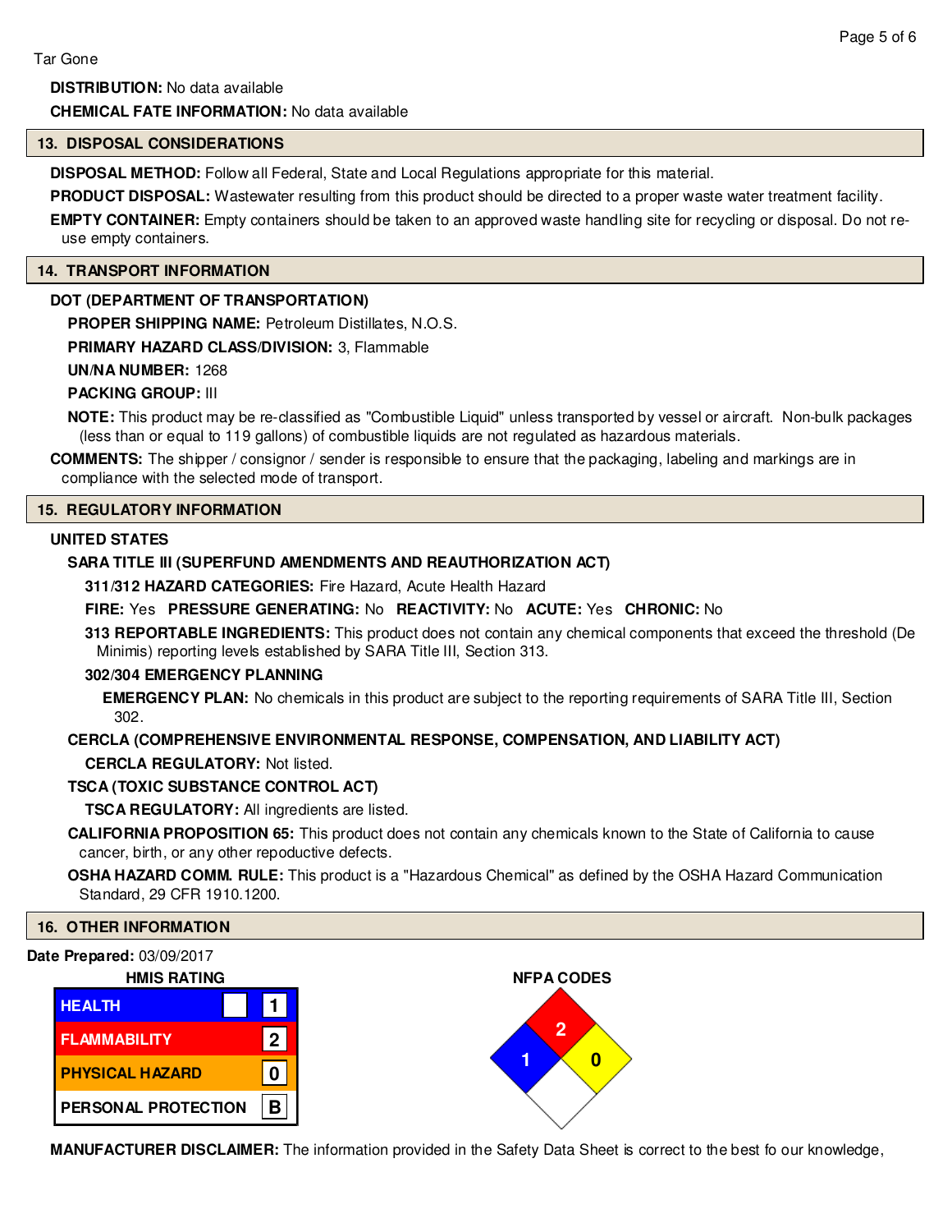Tar Gone

**DISTRIBUTION:** No data available

**CHEMICAL FATE INFORMATION:** No data available

## 13. DISPOSAL CONSIDERATIONS

**DISPOSAL METHOD:** Follow all Federal, State and Local Regulations appropriate for this material.

**PRODUCT DISPOSAL:** Wastewater resulting from this product should be directed to a proper waste water treatment facility.

**EMPTY CONTAINER:** Empty containers should be taken to an approved waste handling site for recycling or disposal. Do not re-use empty containers.

## 14. TRANSPORT INFORMATION

**DOT (DEPARTMENT OF TRANSPORTATION)**

**PROPER SHIPPING NAME:** Petroleum Distillates, N.O.S.

**PRIMARY HAZARD CLASS/DIVISION:** 3, Flammable

**UN/NA NUMBER:** 1268

**PACKING GROUP:** III

**NOTE:** This product may be re-classified as "Combustible Liquid" unless transported by vessel or aircraft. Non-bulk packages (less than or equal to 119 gallons) of combustible liquids are not regulated as hazardous materials.

**COMMENTS:** The shipper / consignor / sender is responsible to ensure that the packaging, labeling and markings are in compliance with the selected mode of transport.

## 15. REGULATORY INFORMATION

**UNITED STATES**

**SARA TITLE III (SUPERFUND AMENDMENTS AND REAUTHORIZATION ACT)**

**311/312 HAZARD CATEGORIES:** Fire Hazard, Acute Health Hazard

**FIRE:** Yes **PRESSURE GENERATING:** No **REACTIVITY:** No **ACUTE:** Yes **CHRONIC:** No

**313 REPORTABLE INGREDIENTS:** This product does not contain any chemical components that exceed the threshold (De Minimis) reporting levels established by SARA Title III, Section 313.

**302/304 EMERGENCY PLANNING**

**EMERGENCY PLAN:** No chemicals in this product are subject to the reporting requirements of SARA Title III, Section 302.

**CERCLA (COMPREHENSIVE ENVIRONMENTAL RESPONSE, COMPENSATION, AND LIABILITY ACT)**

**CERCLA REGULATORY:** Not listed.

**TSCA (TOXIC SUBSTANCE CONTROL ACT)**

**TSCA REGULATORY:** All ingredients are listed.

**CALIFORNIA PROPOSITION 65:** This product does not contain any chemicals known to the State of California to cause cancer, birth, or any other repoductive defects.

**OSHA HAZARD COMM. RULE:** This product is a "Hazardous Chemical" as defined by the OSHA Hazard Communication Standard, 29 CFR 1910.1200.

## 16. OTHER INFORMATION

**Date Prepared:** 03/09/2017

**HMIS RATING**

| HMIS RATING | |
|---|---|
| HEALTH | 1 |
| FLAMMABILITY | 2 |
| PHYSICAL HAZARD | 0 |
| PERSONAL PROTECTION | B |

**NFPA CODES**

| NFPA | |
|---|---|
| Health (blue) | 1 |
| Flammability (red) | 2 |
| Instability (yellow) | 0 |
| Special (white) | |

**MANUFACTURER DISCLAIMER:** The information provided in the Safety Data Sheet is correct to the best fo our knowledge,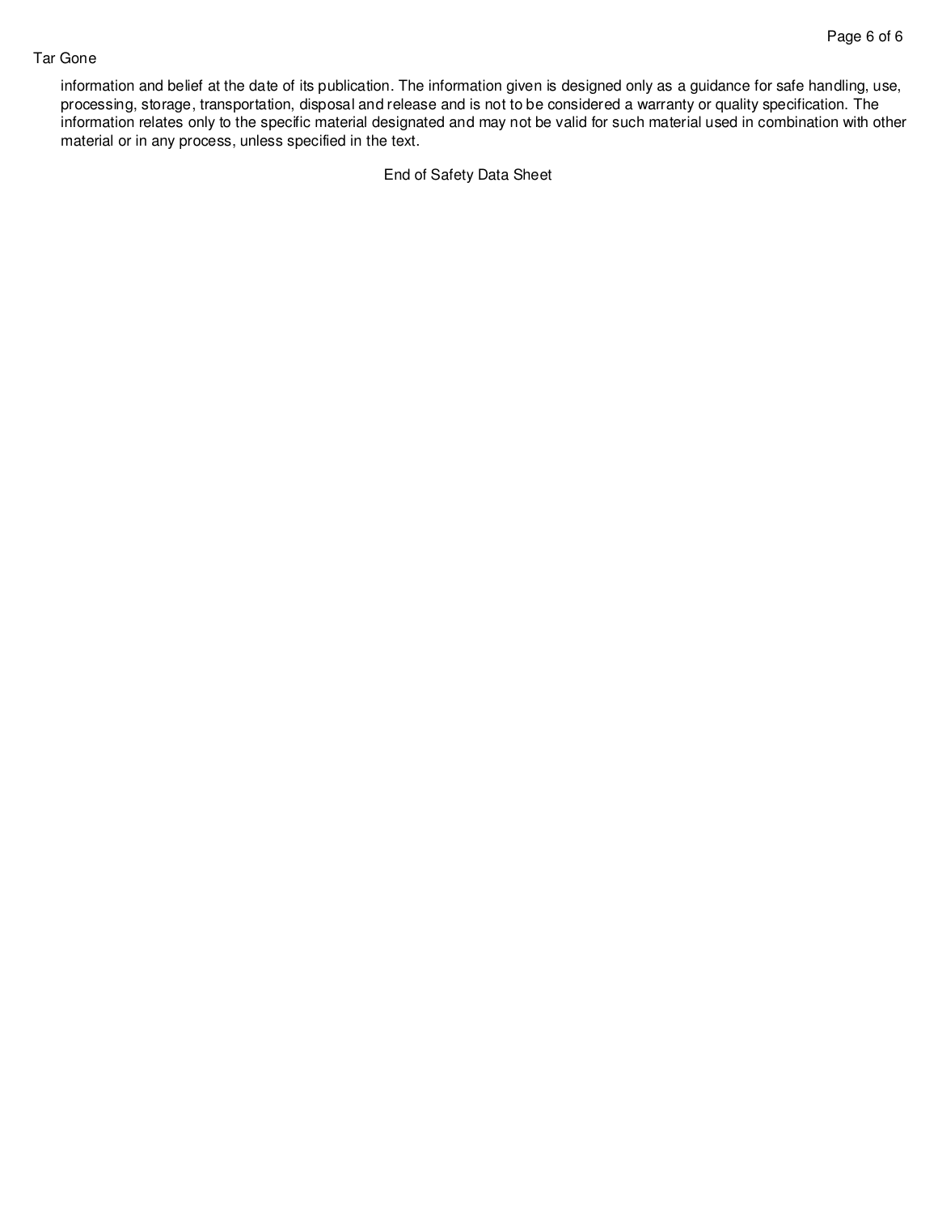information and belief at the date of its publication. The information given is designed only as a guidance for safe handling, use, processing, storage, transportation, disposal and release and is not to be considered a warranty or quality specification. The information relates only to the specific material designated and may not be valid for such material used in combination with other material or in any process, unless specified in the text.

End of Safety Data Sheet